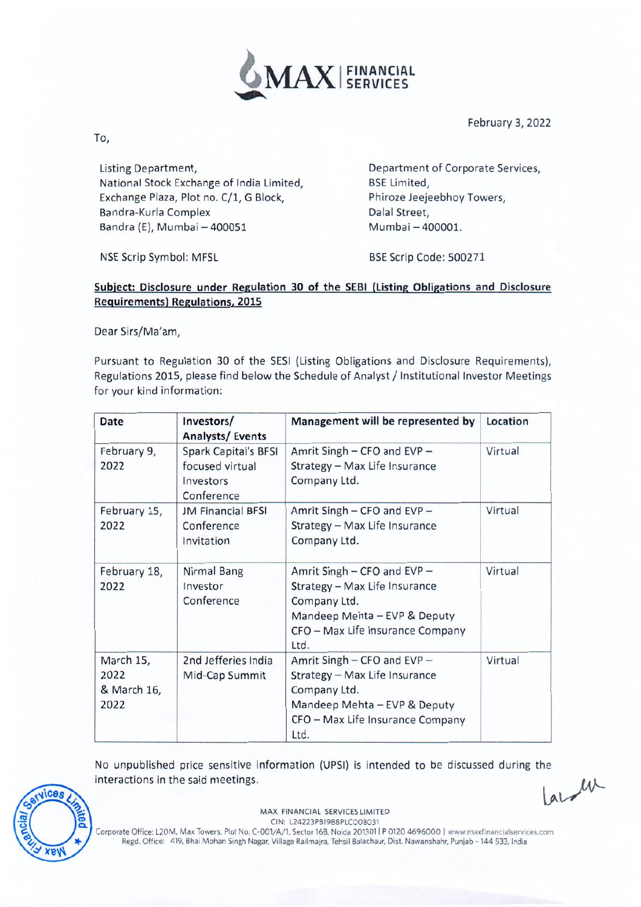MAX | FINANCIAL SERVICES

February 3, 2022

To,

Listing Department,
National Stock Exchange of India Limited,
Exchange Plaza, Plot no. C/1, G Block,
Bandra-Kurla Complex
Bandra (E), Mumbai – 400051

NSE Scrip Symbol: MFSL

Department of Corporate Services,
BSE Limited,
Phiroze Jeejeebhoy Towers,
Dalal Street,
Mumbai – 400001.

BSE Scrip Code: 500271

**Subject: Disclosure under Regulation 30 of the SEBI (Listing Obligations and Disclosure Requirements) Regulations, 2015**

Dear Sirs/Ma'am,

Pursuant to Regulation 30 of the SESI (Listing Obligations and Disclosure Requirements), Regulations 2015, please find below the Schedule of Analyst / Institutional Investor Meetings for your kind information:

| Date | Investors/ Analysts/ Events | Management will be represented by | Location |
|---|---|---|---|
| February 9, 2022 | Spark Capital's BFSI focused virtual Investors Conference | Amrit Singh – CFO and EVP – Strategy – Max Life Insurance Company Ltd. | Virtual |
| February 15, 2022 | JM Financial BFSI Conference Invitation | Amrit Singh – CFO and EVP – Strategy – Max Life Insurance Company Ltd. | Virtual |
| February 18, 2022 | Nirmal Bang Investor Conference | Amrit Singh – CFO and EVP – Strategy – Max Life Insurance Company Ltd. Mandeep Mehta – EVP & Deputy CFO – Max Life Insurance Company Ltd. | Virtual |
| March 15, 2022 & March 16, 2022 | 2nd Jefferies India Mid-Cap Summit | Amrit Singh – CFO and EVP – Strategy – Max Life Insurance Company Ltd. Mandeep Mehta – EVP & Deputy CFO – Max Life Insurance Company Ltd. | Virtual |

No unpublished price sensitive information (UPSI) is intended to be discussed during the interactions in the said meetings.

MAX FINANCIAL SERVICES LIMITED
CIN: L24223PB1988PLC008031
Corporate Office: L20M, Max Towers, Plot No. C-001/A/1, Sector 16B, Noida 201301 | P 0120 4696000 | www.maxfinancialservices.com
Regd. Office: 419, Bhai Mohan Singh Nagar, Village Railmajra, Tehsil Balachaur, Dist. Nawanshahr, Punjab - 144 533, India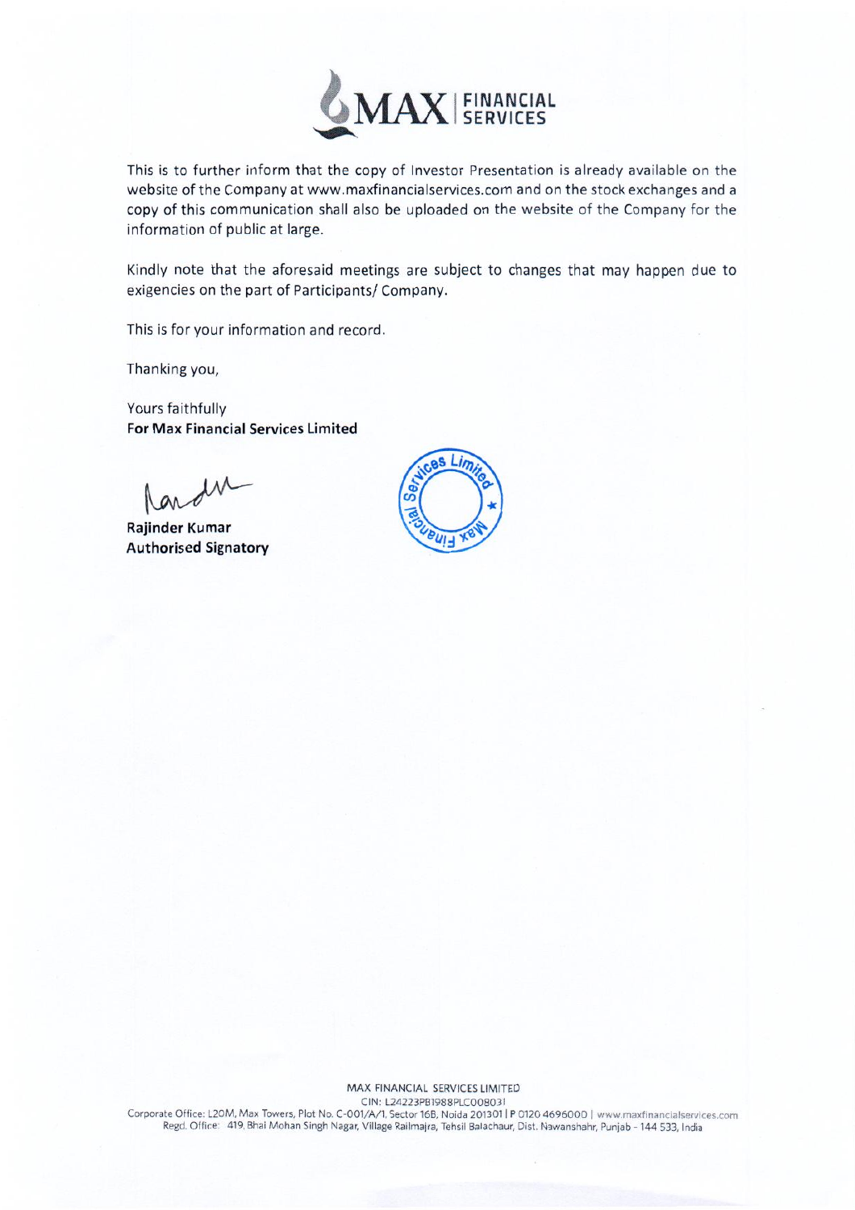This is to further inform that the copy of Investor Presentation is already available on the website of the Company at www.maxfinancialservices.com and on the stock exchanges and a copy of this communication shall also be uploaded on the website of the Company for the information of public at large.

Kindly note that the aforesaid meetings are subject to changes that may happen due to exigencies on the part of Participants/ Company.

This is for your information and record.

Thanking you,

Yours faithfully
**For Max Financial Services Limited**

**Rajinder Kumar**
**Authorised Signatory**

MAX FINANCIAL SERVICES LIMITED
CIN: L24223PB1988PLC008031
Corporate Office: L20M, Max Towers, Plot No. C-001/A/1, Sector 16B, Noida 201301 | P 0120 4696000 | www.maxfinancialservices.com
Regd. Office: 419, Bhai Mohan Singh Nagar, Village Railmajra, Tehsil Balachaur, Dist. Nawanshahr, Punjab - 144 533, India